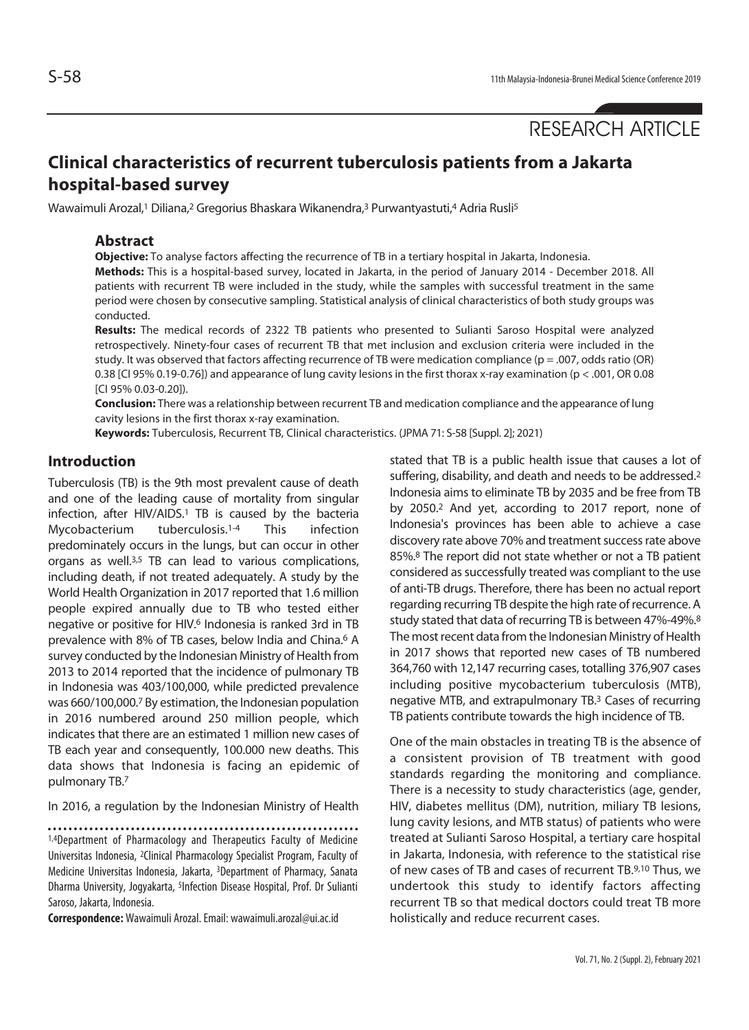RESEARCH ARTICLE

# Clinical characteristics of recurrent tuberculosis patients from a Jakarta hospital-based survey

Wawaimuli Arozal,[1] Diliana,[2] Gregorius Bhaskara Wikanendra,[3] Purwantyastuti,[4] Adria Rusli[5]

## Abstract

**Objective:** To analyse factors affecting the recurrence of TB in a tertiary hospital in Jakarta, Indonesia.

**Methods:** This is a hospital-based survey, located in Jakarta, in the period of January 2014 - December 2018. All patients with recurrent TB were included in the study, while the samples with successful treatment in the same period were chosen by consecutive sampling. Statistical analysis of clinical characteristics of both study groups was conducted.

**Results:** The medical records of 2322 TB patients who presented to Sulianti Saroso Hospital were analyzed retrospectively. Ninety-four cases of recurrent TB that met inclusion and exclusion criteria were included in the study. It was observed that factors affecting recurrence of TB were medication compliance ($p = .007$, odds ratio (OR) 0.38 [CI 95% 0.19-0.76]) and appearance of lung cavity lesions in the first thorax x-ray examination ($p < .001$, OR 0.08 [CI 95% 0.03-0.20]).

**Conclusion:** There was a relationship between recurrent TB and medication compliance and the appearance of lung cavity lesions in the first thorax x-ray examination.

**Keywords:** Tuberculosis, Recurrent TB, Clinical characteristics. (JPMA 71: S-58 [Suppl. 2]; 2021)

## Introduction

Tuberculosis (TB) is the 9th most prevalent cause of death and one of the leading cause of mortality from singular infection, after HIV/AIDS.[1] TB is caused by the bacteria Mycobacterium tuberculosis.[1-4] This infection predominately occurs in the lungs, but can occur in other organs as well.[3,5] TB can lead to various complications, including death, if not treated adequately. A study by the World Health Organization in 2017 reported that 1.6 million people expired annually due to TB who tested either negative or positive for HIV.[6] Indonesia is ranked 3rd in TB prevalence with 8% of TB cases, below India and China.[6] A survey conducted by the Indonesian Ministry of Health from 2013 to 2014 reported that the incidence of pulmonary TB in Indonesia was 403/100,000, while predicted prevalence was 660/100,000.[7] By estimation, the Indonesian population in 2016 numbered around 250 million people, which indicates that there are an estimated 1 million new cases of TB each year and consequently, 100.000 new deaths. This data shows that Indonesia is facing an epidemic of pulmonary TB.[7]

In 2016, a regulation by the Indonesian Ministry of Health stated that TB is a public health issue that causes a lot of suffering, disability, and death and needs to be addressed.[2] Indonesia aims to eliminate TB by 2035 and be free from TB by 2050.[2] And yet, according to 2017 report, none of Indonesia's provinces has been able to achieve a case discovery rate above 70% and treatment success rate above 85%.[8] The report did not state whether or not a TB patient considered as successfully treated was compliant to the use of anti-TB drugs. Therefore, there has been no actual report regarding recurring TB despite the high rate of recurrence. A study stated that data of recurring TB is between 47%-49%.[8] The most recent data from the Indonesian Ministry of Health in 2017 shows that reported new cases of TB numbered 364,760 with 12,147 recurring cases, totalling 376,907 cases including positive mycobacterium tuberculosis (MTB), negative MTB, and extrapulmonary TB.[3] Cases of recurring TB patients contribute towards the high incidence of TB.

One of the main obstacles in treating TB is the absence of a consistent provision of TB treatment with good standards regarding the monitoring and compliance. There is a necessity to study characteristics (age, gender, HIV, diabetes mellitus (DM), nutrition, miliary TB lesions, lung cavity lesions, and MTB status) of patients who were treated at Sulianti Saroso Hospital, a tertiary care hospital in Jakarta, Indonesia, with reference to the statistical rise of new cases of TB and cases of recurrent TB.[9,10] Thus, we undertook this study to identify factors affecting recurrent TB so that medical doctors could treat TB more holistically and reduce recurrent cases.

[1,4]Department of Pharmacology and Therapeutics Faculty of Medicine Universitas Indonesia, [2]Clinical Pharmacology Specialist Program, Faculty of Medicine Universitas Indonesia, Jakarta, [3]Department of Pharmacy, Sanata Dharma University, Jogyakarta, [5]Infection Disease Hospital, Prof. Dr Sulianti Saroso, Jakarta, Indonesia.

**Correspondence:** Wawaimuli Arozal. Email: wawaimuli.arozal@ui.ac.id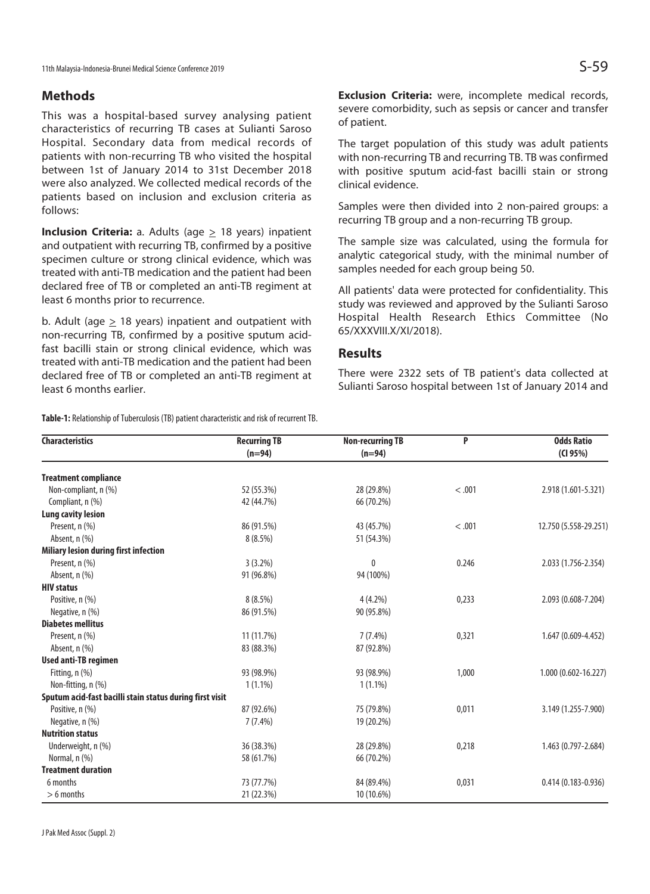## Methods

This was a hospital-based survey analysing patient characteristics of recurring TB cases at Sulianti Saroso Hospital. Secondary data from medical records of patients with non-recurring TB who visited the hospital between 1st of January 2014 to 31st December 2018 were also analyzed. We collected medical records of the patients based on inclusion and exclusion criteria as follows:

**Inclusion Criteria:** a. Adults (age $\geq$ 18 years) inpatient and outpatient with recurring TB, confirmed by a positive specimen culture or strong clinical evidence, which was treated with anti-TB medication and the patient had been declared free of TB or completed an anti-TB regiment at least 6 months prior to recurrence.

b. Adult (age $\geq$ 18 years) inpatient and outpatient with non-recurring TB, confirmed by a positive sputum acid-fast bacilli stain or strong clinical evidence, which was treated with anti-TB medication and the patient had been declared free of TB or completed an anti-TB regiment at least 6 months earlier.

**Exclusion Criteria:** were, incomplete medical records, severe comorbidity, such as sepsis or cancer and transfer of patient.

The target population of this study was adult patients with non-recurring TB and recurring TB. TB was confirmed with positive sputum acid-fast bacilli stain or strong clinical evidence.

Samples were then divided into 2 non-paired groups: a recurring TB group and a non-recurring TB group.

The sample size was calculated, using the formula for analytic categorical study, with the minimal number of samples needed for each group being 50.

All patients' data were protected for confidentiality. This study was reviewed and approved by the Sulianti Saroso Hospital Health Research Ethics Committee (No 65/XXXVIII.X/XI/2018).

## Results

There were 2322 sets of TB patient's data collected at Sulianti Saroso hospital between 1st of January 2014 and

**Table-1:** Relationship of Tuberculosis (TB) patient characteristic and risk of recurrent TB.

| Characteristics | Recurring TB (n=94) | Non-recurring TB (n=94) | P | Odds Ratio (CI 95%) |
|---|---|---|---|---|
| **Treatment compliance** | | | | |
| Non-compliant, n (%) | 52 (55.3%) | 28 (29.8%) | < .001 | 2.918 (1.601-5.321) |
| Compliant, n (%) | 42 (44.7%) | 66 (70.2%) | | |
| **Lung cavity lesion** | | | | |
| Present, n (%) | 86 (91.5%) | 43 (45.7%) | < .001 | 12.750 (5.558-29.251) |
| Absent, n (%) | 8 (8.5%) | 51 (54.3%) | | |
| **Miliary lesion during first infection** | | | | |
| Present, n (%) | 3 (3.2%) | 0 | 0.246 | 2.033 (1.756-2.354) |
| Absent, n (%) | 91 (96.8%) | 94 (100%) | | |
| **HIV status** | | | | |
| Positive, n (%) | 8 (8.5%) | 4 (4.2%) | 0,233 | 2.093 (0.608-7.204) |
| Negative, n (%) | 86 (91.5%) | 90 (95.8%) | | |
| **Diabetes mellitus** | | | | |
| Present, n (%) | 11 (11.7%) | 7 (7.4%) | 0,321 | 1.647 (0.609-4.452) |
| Absent, n (%) | 83 (88.3%) | 87 (92.8%) | | |
| **Used anti-TB regimen** | | | | |
| Fitting, n (%) | 93 (98.9%) | 93 (98.9%) | 1,000 | 1.000 (0.602-16.227) |
| Non-fitting, n (%) | 1 (1.1%) | 1 (1.1%) | | |
| **Sputum acid-fast bacilli stain status during first visit** | | | | |
| Positive, n (%) | 87 (92.6%) | 75 (79.8%) | 0,011 | 3.149 (1.255-7.900) |
| Negative, n (%) | 7 (7.4%) | 19 (20.2%) | | |
| **Nutrition status** | | | | |
| Underweight, n (%) | 36 (38.3%) | 28 (29.8%) | 0,218 | 1.463 (0.797-2.684) |
| Normal, n (%) | 58 (61.7%) | 66 (70.2%) | | |
| **Treatment duration** | | | | |
| 6 months | 73 (77.7%) | 84 (89.4%) | 0,031 | 0.414 (0.183-0.936) |
| > 6 months | 21 (22.3%) | 10 (10.6%) | | |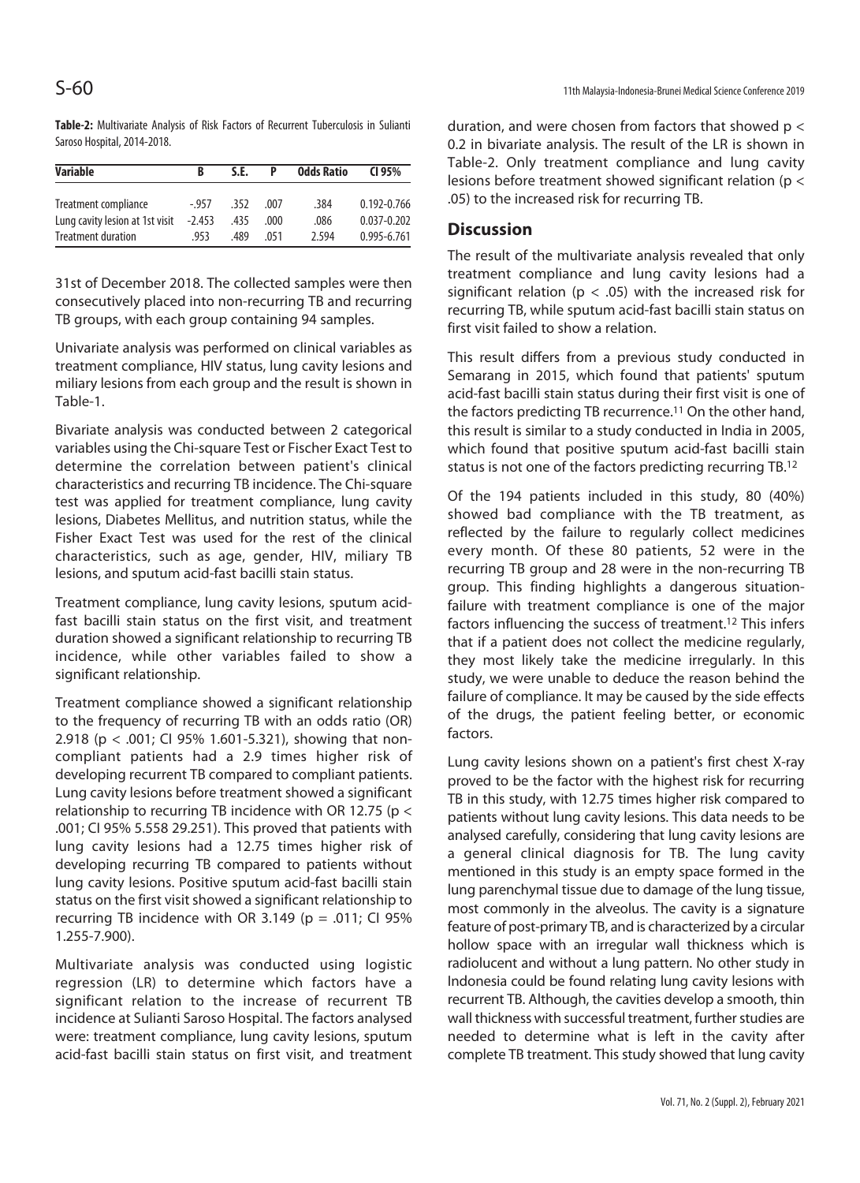**Table-2:** Multivariate Analysis of Risk Factors of Recurrent Tuberculosis in Sulianti Saroso Hospital, 2014-2018.

| Variable | B | S.E. | P | Odds Ratio | CI 95% |
|---|---|---|---|---|---|
| Treatment compliance | -.957 | .352 | .007 | .384 | 0.192-0.766 |
| Lung cavity lesion at 1st visit | -2.453 | .435 | .000 | .086 | 0.037-0.202 |
| Treatment duration | .953 | .489 | .051 | 2.594 | 0.995-6.761 |

31st of December 2018. The collected samples were then consecutively placed into non-recurring TB and recurring TB groups, with each group containing 94 samples.

Univariate analysis was performed on clinical variables as treatment compliance, HIV status, lung cavity lesions and miliary lesions from each group and the result is shown in Table-1.

Bivariate analysis was conducted between 2 categorical variables using the Chi-square Test or Fischer Exact Test to determine the correlation between patient's clinical characteristics and recurring TB incidence. The Chi-square test was applied for treatment compliance, lung cavity lesions, Diabetes Mellitus, and nutrition status, while the Fisher Exact Test was used for the rest of the clinical characteristics, such as age, gender, HIV, miliary TB lesions, and sputum acid-fast bacilli stain status.

Treatment compliance, lung cavity lesions, sputum acid-fast bacilli stain status on the first visit, and treatment duration showed a significant relationship to recurring TB incidence, while other variables failed to show a significant relationship.

Treatment compliance showed a significant relationship to the frequency of recurring TB with an odds ratio (OR) 2.918 ($p < .001$; CI 95% 1.601-5.321), showing that non-compliant patients had a 2.9 times higher risk of developing recurrent TB compared to compliant patients. Lung cavity lesions before treatment showed a significant relationship to recurring TB incidence with OR 12.75 ($p < .001$; CI 95% 5.558 29.251). This proved that patients with lung cavity lesions had a 12.75 times higher risk of developing recurring TB compared to patients without lung cavity lesions. Positive sputum acid-fast bacilli stain status on the first visit showed a significant relationship to recurring TB incidence with OR 3.149 ($p = .011$; CI 95% 1.255-7.900).

Multivariate analysis was conducted using logistic regression (LR) to determine which factors have a significant relation to the increase of recurrent TB incidence at Sulianti Saroso Hospital. The factors analysed were: treatment compliance, lung cavity lesions, sputum acid-fast bacilli stain status on first visit, and treatment duration, and were chosen from factors that showed $p < 0.2$ in bivariate analysis. The result of the LR is shown in Table-2. Only treatment compliance and lung cavity lesions before treatment showed significant relation ($p < .05$) to the increased risk for recurring TB.

## Discussion

The result of the multivariate analysis revealed that only treatment compliance and lung cavity lesions had a significant relation ($p < .05$) with the increased risk for recurring TB, while sputum acid-fast bacilli stain status on first visit failed to show a relation.

This result differs from a previous study conducted in Semarang in 2015, which found that patients' sputum acid-fast bacilli stain status during their first visit is one of the factors predicting TB recurrence.[11] On the other hand, this result is similar to a study conducted in India in 2005, which found that positive sputum acid-fast bacilli stain status is not one of the factors predicting recurring TB.[12]

Of the 194 patients included in this study, 80 (40%) showed bad compliance with the TB treatment, as reflected by the failure to regularly collect medicines every month. Of these 80 patients, 52 were in the recurring TB group and 28 were in the non-recurring TB group. This finding highlights a dangerous situation-failure with treatment compliance is one of the major factors influencing the success of treatment.[12] This infers that if a patient does not collect the medicine regularly, they most likely take the medicine irregularly. In this study, we were unable to deduce the reason behind the failure of compliance. It may be caused by the side effects of the drugs, the patient feeling better, or economic factors.

Lung cavity lesions shown on a patient's first chest X-ray proved to be the factor with the highest risk for recurring TB in this study, with 12.75 times higher risk compared to patients without lung cavity lesions. This data needs to be analysed carefully, considering that lung cavity lesions are a general clinical diagnosis for TB. The lung cavity mentioned in this study is an empty space formed in the lung parenchymal tissue due to damage of the lung tissue, most commonly in the alveolus. The cavity is a signature feature of post-primary TB, and is characterized by a circular hollow space with an irregular wall thickness which is radiolucent and without a lung pattern. No other study in Indonesia could be found relating lung cavity lesions with recurrent TB. Although, the cavities develop a smooth, thin wall thickness with successful treatment, further studies are needed to determine what is left in the cavity after complete TB treatment. This study showed that lung cavity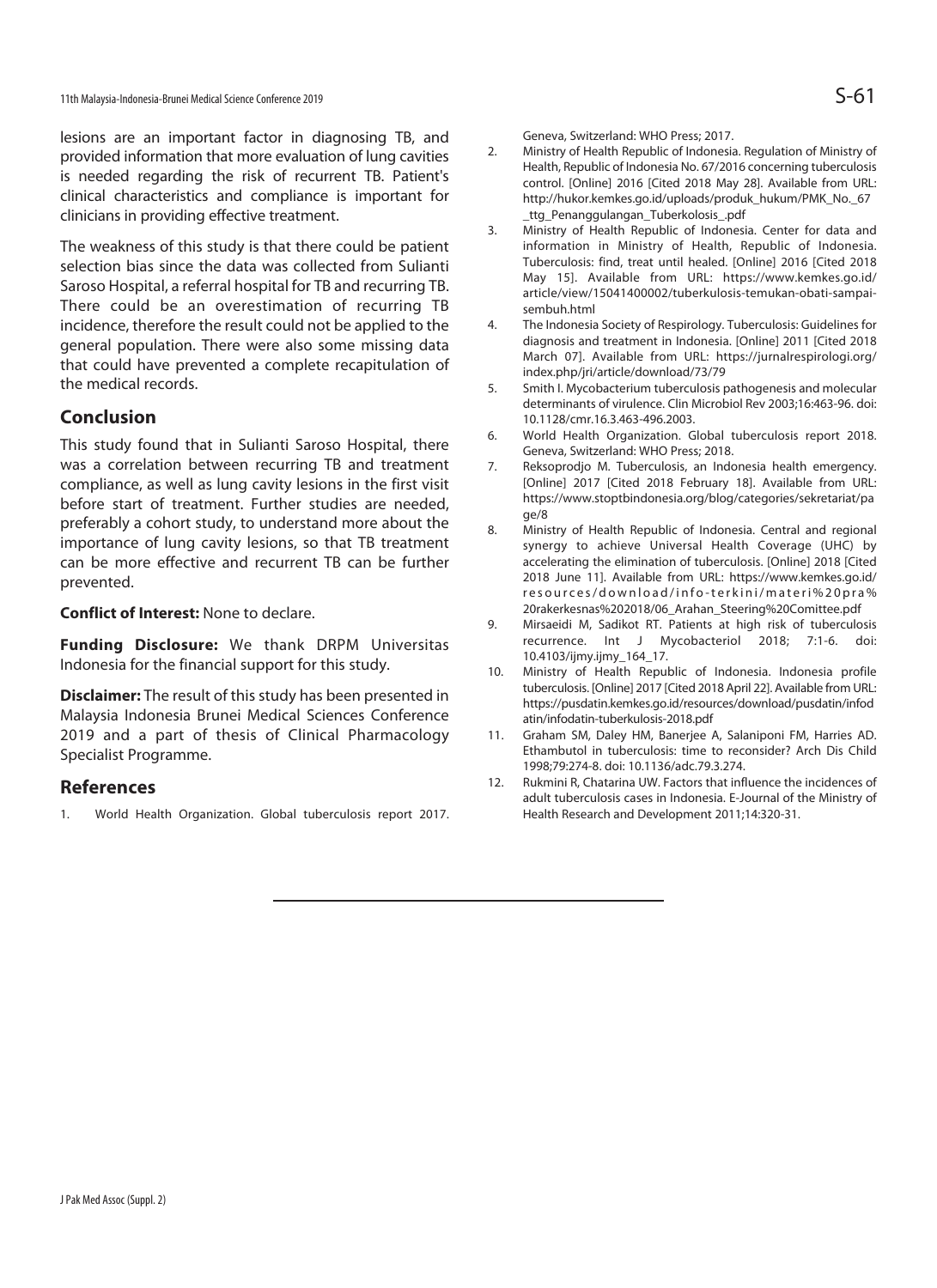lesions are an important factor in diagnosing TB, and provided information that more evaluation of lung cavities is needed regarding the risk of recurrent TB. Patient's clinical characteristics and compliance is important for clinicians in providing effective treatment.

The weakness of this study is that there could be patient selection bias since the data was collected from Sulianti Saroso Hospital, a referral hospital for TB and recurring TB. There could be an overestimation of recurring TB incidence, therefore the result could not be applied to the general population. There were also some missing data that could have prevented a complete recapitulation of the medical records.

## Conclusion

This study found that in Sulianti Saroso Hospital, there was a correlation between recurring TB and treatment compliance, as well as lung cavity lesions in the first visit before start of treatment. Further studies are needed, preferably a cohort study, to understand more about the importance of lung cavity lesions, so that TB treatment can be more effective and recurrent TB can be further prevented.

**Conflict of Interest:** None to declare.

**Funding Disclosure:** We thank DRPM Universitas Indonesia for the financial support for this study.

**Disclaimer:** The result of this study has been presented in Malaysia Indonesia Brunei Medical Sciences Conference 2019 and a part of thesis of Clinical Pharmacology Specialist Programme.

## References

1. World Health Organization. Global tuberculosis report 2017. Geneva, Switzerland: WHO Press; 2017.
2. Ministry of Health Republic of Indonesia. Regulation of Ministry of Health, Republic of Indonesia No. 67/2016 concerning tuberculosis control. [Online] 2016 [Cited 2018 May 28]. Available from URL: http://hukor.kemkes.go.id/uploads/produk_hukum/PMK_No._67_ttg_Penanggulangan_Tuberkolosis_.pdf
3. Ministry of Health Republic of Indonesia. Center for data and information in Ministry of Health, Republic of Indonesia. Tuberculosis: find, treat until healed. [Online] 2016 [Cited 2018 May 15]. Available from URL: https://www.kemkes.go.id/article/view/15041400002/tuberkulosis-temukan-obati-sampai-sembuh.html
4. The Indonesia Society of Respirology. Tuberculosis: Guidelines for diagnosis and treatment in Indonesia. [Online] 2011 [Cited 2018 March 07]. Available from URL: https://jurnalrespirologi.org/index.php/jri/article/download/73/79
5. Smith I. Mycobacterium tuberculosis pathogenesis and molecular determinants of virulence. Clin Microbiol Rev 2003;16:463-96. doi: 10.1128/cmr.16.3.463-496.2003.
6. World Health Organization. Global tuberculosis report 2018. Geneva, Switzerland: WHO Press; 2018.
7. Reksoprodjo M. Tuberculosis, an Indonesia health emergency. [Online] 2017 [Cited 2018 February 18]. Available from URL: https://www.stoptbindonesia.org/blog/categories/sekretariat/page/8
8. Ministry of Health Republic of Indonesia. Central and regional synergy to achieve Universal Health Coverage (UHC) by accelerating the elimination of tuberculosis. [Online] 2018 [Cited 2018 June 11]. Available from URL: https://www.kemkes.go.id/resources/download/info-terkini/materi%20pra%20rakerkesnas%202018/06_Arahan_Steering%20Comittee.pdf
9. Mirsaeidi M, Sadikot RT. Patients at high risk of tuberculosis recurrence. Int J Mycobacteriol 2018; 7:1-6. doi: 10.4103/ijmy.ijmy_164_17.
10. Ministry of Health Republic of Indonesia. Indonesia profile tuberculosis. [Online] 2017 [Cited 2018 April 22]. Available from URL: https://pusdatin.kemkes.go.id/resources/download/pusdatin/infodatin/infodatin-tuberkulosis-2018.pdf
11. Graham SM, Daley HM, Banerjee A, Salaniponi FM, Harries AD. Ethambutol in tuberculosis: time to reconsider? Arch Dis Child 1998;79:274-8. doi: 10.1136/adc.79.3.274.
12. Rukmini R, Chatarina UW. Factors that influence the incidences of adult tuberculosis cases in Indonesia. E-Journal of the Ministry of Health Research and Development 2011;14:320-31.